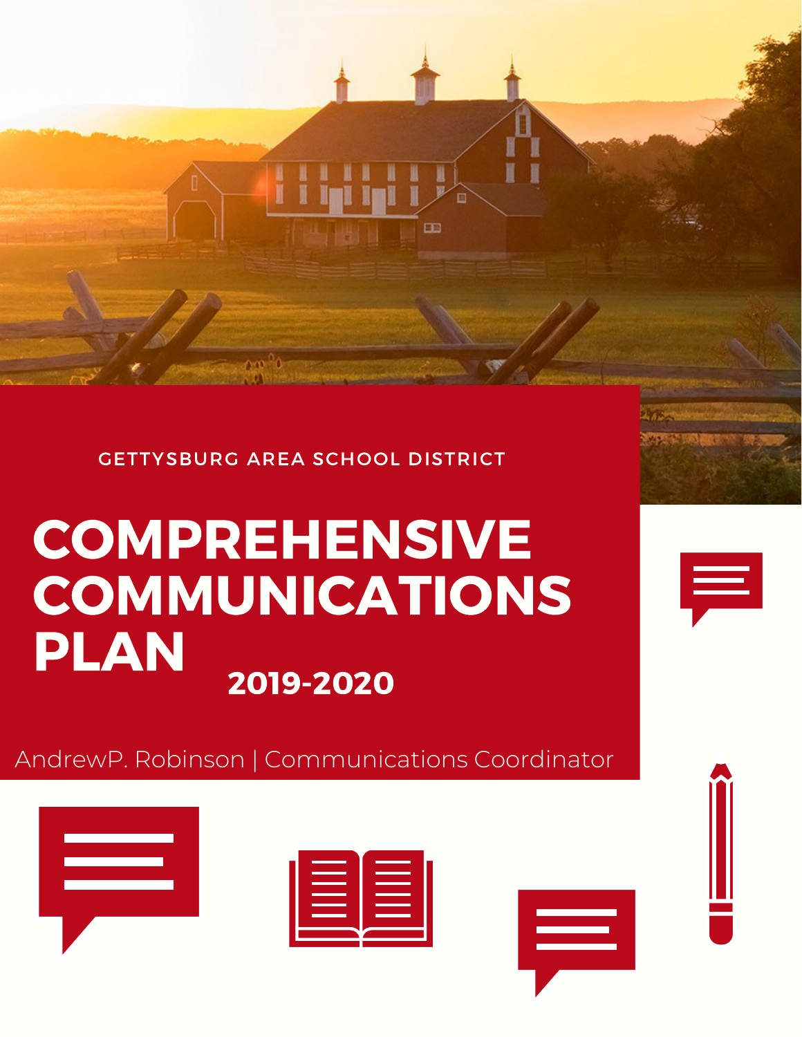GETTYSBURG AREA SCHOOL DISTRICT

# COMPREHENSIVE COMMUNICATIONS PLAN

## 2019-2020

AndrewP. Robinson | Communications Coordinator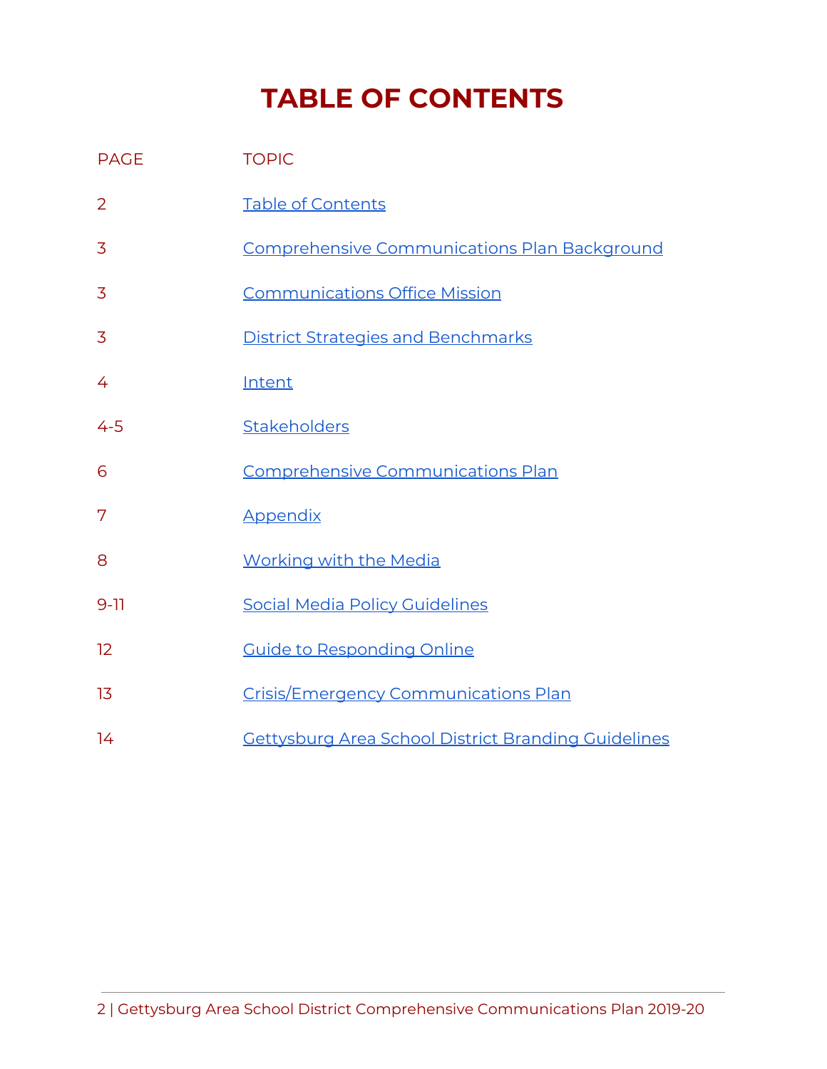# TABLE OF CONTENTS

| PAGE | TOPIC |
|---|---|
| 2 | Table of Contents |
| 3 | Comprehensive Communications Plan Background |
| 3 | Communications Office Mission |
| 3 | District Strategies and Benchmarks |
| 4 | Intent |
| 4-5 | Stakeholders |
| 6 | Comprehensive Communications Plan |
| 7 | Appendix |
| 8 | Working with the Media |
| 9-11 | Social Media Policy Guidelines |
| 12 | Guide to Responding Online |
| 13 | Crisis/Emergency Communications Plan |
| 14 | Gettysburg Area School District Branding Guidelines |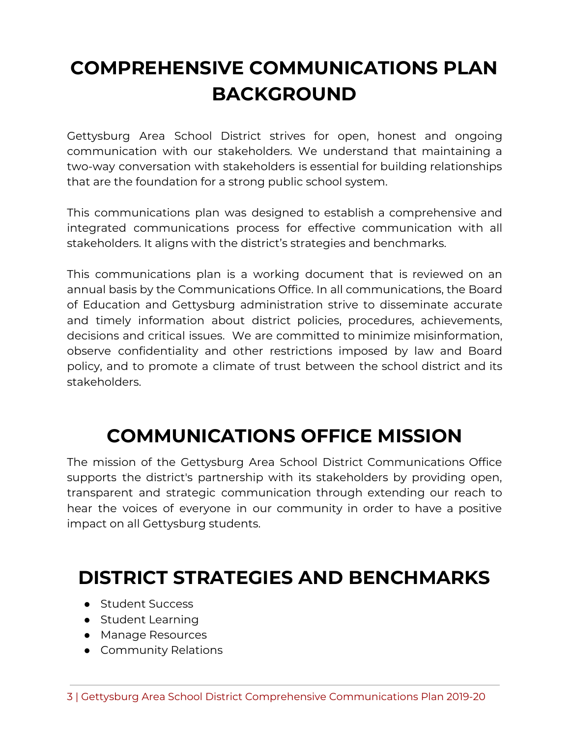# COMPREHENSIVE COMMUNICATIONS PLAN BACKGROUND

Gettysburg Area School District strives for open, honest and ongoing communication with our stakeholders. We understand that maintaining a two-way conversation with stakeholders is essential for building relationships that are the foundation for a strong public school system.

This communications plan was designed to establish a comprehensive and integrated communications process for effective communication with all stakeholders. It aligns with the district's strategies and benchmarks.

This communications plan is a working document that is reviewed on an annual basis by the Communications Office. In all communications, the Board of Education and Gettysburg administration strive to disseminate accurate and timely information about district policies, procedures, achievements, decisions and critical issues. We are committed to minimize misinformation, observe confidentiality and other restrictions imposed by law and Board policy, and to promote a climate of trust between the school district and its stakeholders.

# COMMUNICATIONS OFFICE MISSION

The mission of the Gettysburg Area School District Communications Office supports the district's partnership with its stakeholders by providing open, transparent and strategic communication through extending our reach to hear the voices of everyone in our community in order to have a positive impact on all Gettysburg students.

# DISTRICT STRATEGIES AND BENCHMARKS

- Student Success
- Student Learning
- Manage Resources
- Community Relations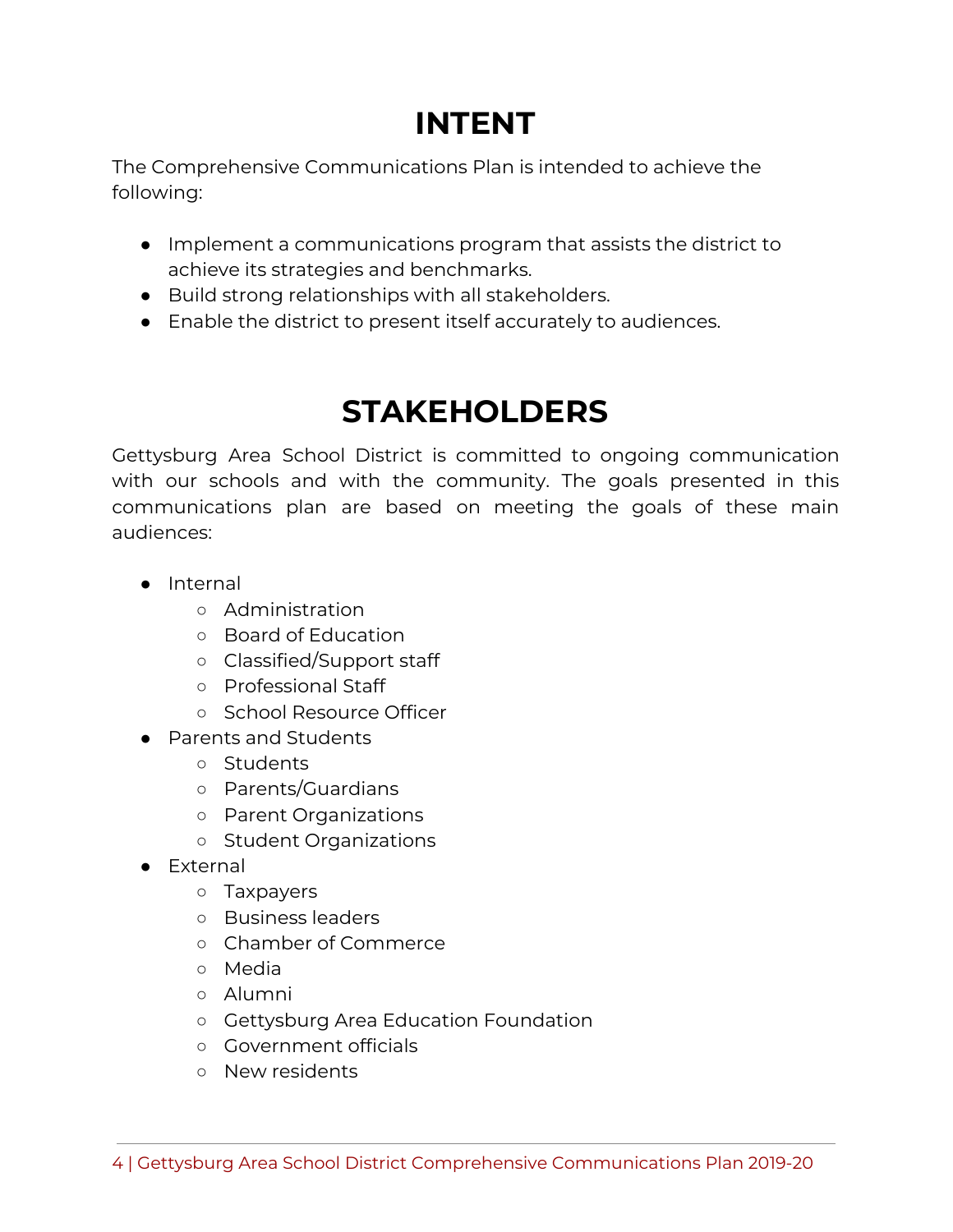# INTENT

The Comprehensive Communications Plan is intended to achieve the following:

- Implement a communications program that assists the district to achieve its strategies and benchmarks.
- Build strong relationships with all stakeholders.
- Enable the district to present itself accurately to audiences.

# STAKEHOLDERS

Gettysburg Area School District is committed to ongoing communication with our schools and with the community. The goals presented in this communications plan are based on meeting the goals of these main audiences:

- Internal
  - Administration
  - Board of Education
  - Classified/Support staff
  - Professional Staff
  - School Resource Officer
- Parents and Students
  - Students
  - Parents/Guardians
  - Parent Organizations
  - Student Organizations
- External
  - Taxpayers
  - Business leaders
  - Chamber of Commerce
  - Media
  - Alumni
  - Gettysburg Area Education Foundation
  - Government officials
  - New residents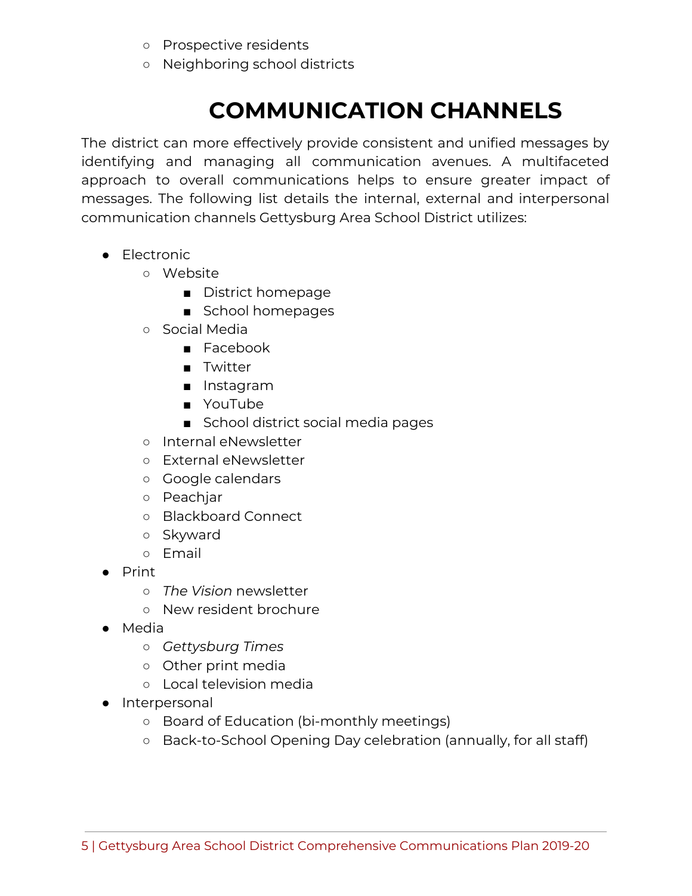- Prospective residents
   - Neighboring school districts

# COMMUNICATION CHANNELS

The district can more effectively provide consistent and unified messages by identifying and managing all communication avenues. A multifaceted approach to overall communications helps to ensure greater impact of messages. The following list details the internal, external and interpersonal communication channels Gettysburg Area School District utilizes:

- Electronic
  - Website
    - District homepage
    - School homepages
  - Social Media
    - Facebook
    - Twitter
    - Instagram
    - YouTube
    - School district social media pages
  - Internal eNewsletter
  - External eNewsletter
  - Google calendars
  - Peachjar
  - Blackboard Connect
  - Skyward
  - Email
- Print
  - *The Vision* newsletter
  - New resident brochure
- Media
  - *Gettysburg Times*
  - Other print media
  - Local television media
- Interpersonal
  - Board of Education (bi-monthly meetings)
  - Back-to-School Opening Day celebration (annually, for all staff)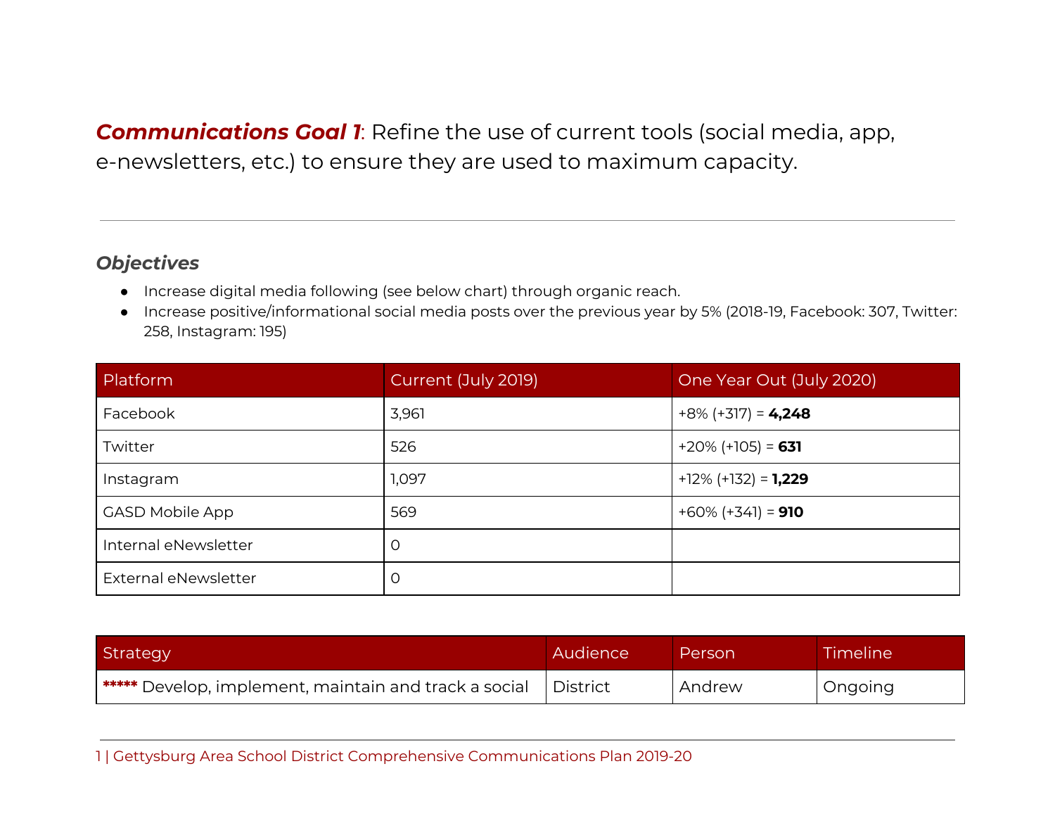***Communications Goal 1***: Refine the use of current tools (social media, app, e-newsletters, etc.) to ensure they are used to maximum capacity.

---

### *Objectives*

- Increase digital media following (see below chart) through organic reach.
- Increase positive/informational social media posts over the previous year by 5% (2018-19, Facebook: 307, Twitter: 258, Instagram: 195)

| Platform | Current (July 2019) | One Year Out (July 2020) |
|---|---|---|
| Facebook | 3,961 | +8% (+317) = **4,248** |
| Twitter | 526 | +20% (+105) = **631** |
| Instagram | 1,097 | +12% (+132) = **1,229** |
| GASD Mobile App | 569 | +60% (+341) = **910** |
| Internal eNewsletter | 0 | |
| External eNewsletter | 0 | |

| Strategy | Audience | Person | Timeline |
|---|---|---|---|
| ***** Develop, implement, maintain and track a social | District | Andrew | Ongoing |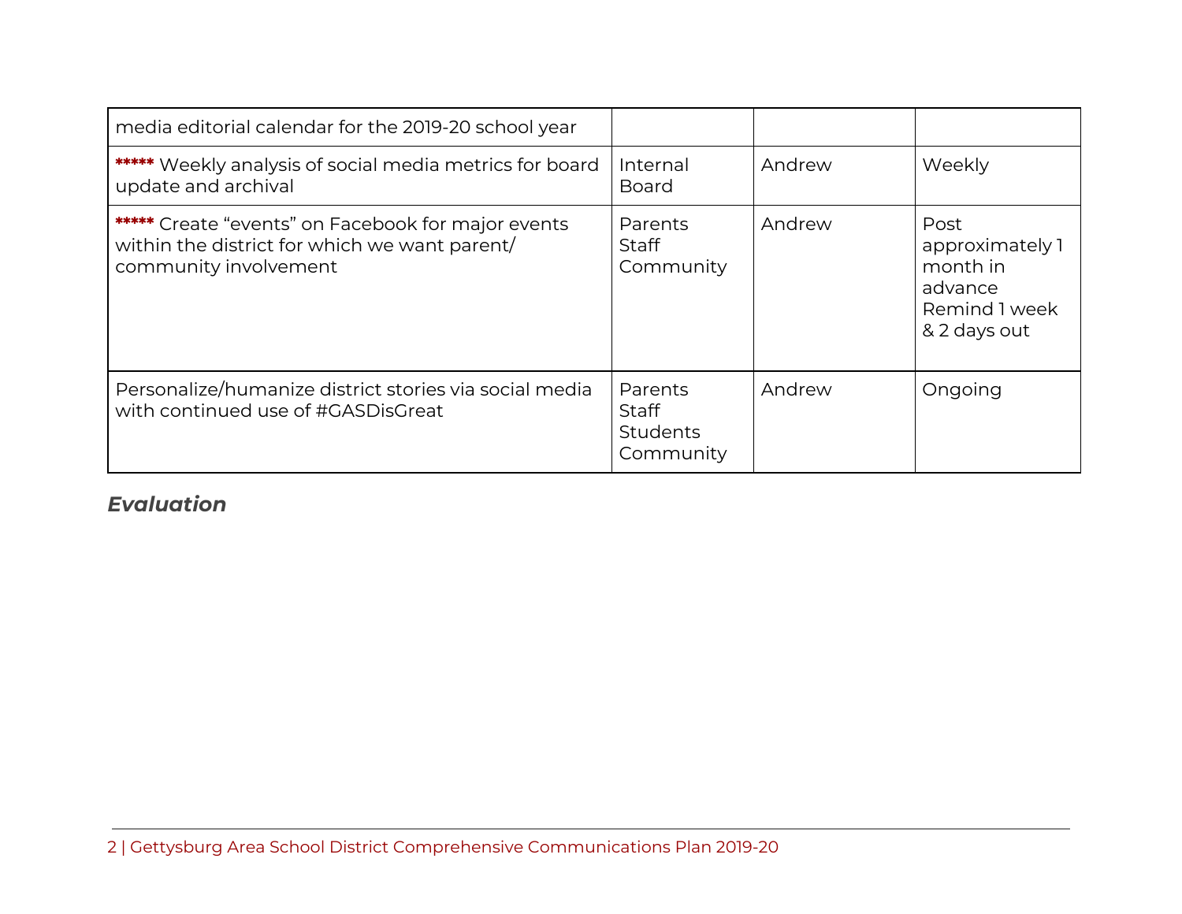| | | | |
|---|---|---|---|
| media editorial calendar for the 2019-20 school year | | | |
| ***** Weekly analysis of social media metrics for board update and archival | Internal<br>Board | Andrew | Weekly |
| ***** Create “events” on Facebook for major events within the district for which we want parent/ community involvement | Parents<br>Staff<br>Community | Andrew | Post approximately 1 month in advance<br>Remind 1 week & 2 days out |
| Personalize/humanize district stories via social media with continued use of #GASDisGreat | Parents<br>Staff<br>Students<br>Community | Andrew | Ongoing |

### *Evaluation*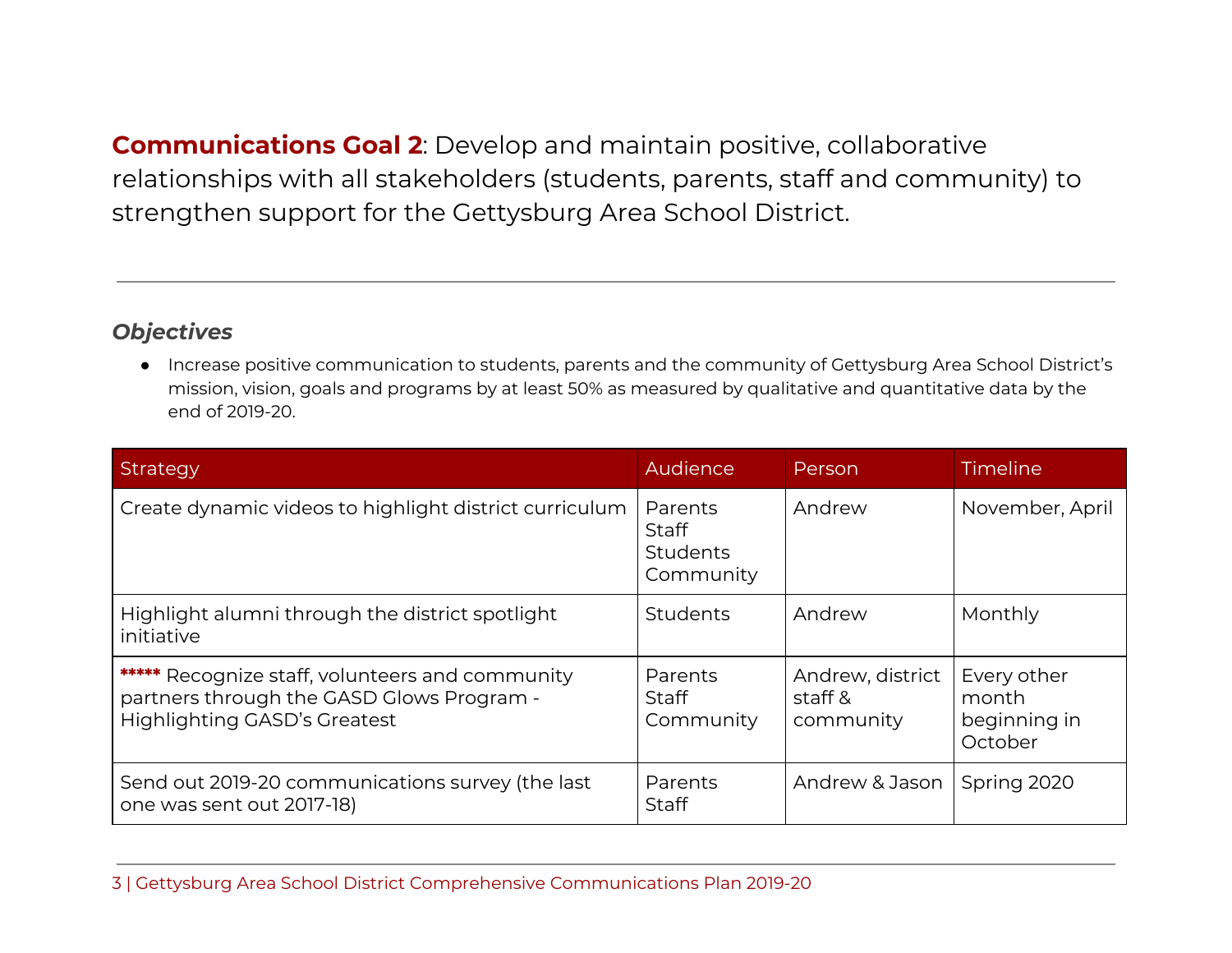**Communications Goal 2**: Develop and maintain positive, collaborative relationships with all stakeholders (students, parents, staff and community) to strengthen support for the Gettysburg Area School District.

---

### *Objectives*

- Increase positive communication to students, parents and the community of Gettysburg Area School District's mission, vision, goals and programs by at least 50% as measured by qualitative and quantitative data by the end of 2019-20.

| Strategy | Audience | Person | Timeline |
|---|---|---|---|
| Create dynamic videos to highlight district curriculum | Parents<br>Staff<br>Students<br>Community | Andrew | November, April |
| Highlight alumni through the district spotlight initiative | Students | Andrew | Monthly |
| ***** Recognize staff, volunteers and community partners through the GASD Glows Program - Highlighting GASD's Greatest | Parents<br>Staff<br>Community | Andrew, district staff & community | Every other month beginning in October |
| Send out 2019-20 communications survey (the last one was sent out 2017-18) | Parents<br>Staff | Andrew & Jason | Spring 2020 |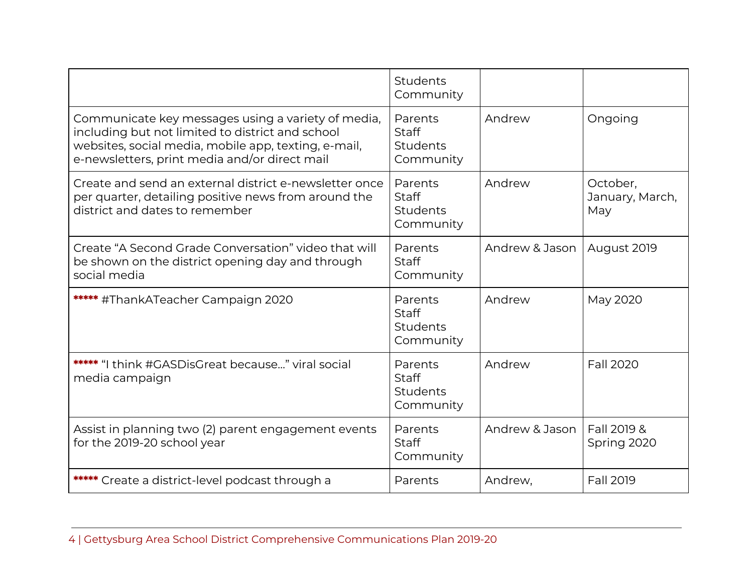| | | | |
|---|---|---|---|
| | Students<br>Community | | |
| Communicate key messages using a variety of media, including but not limited to district and school websites, social media, mobile app, texting, e-mail, e-newsletters, print media and/or direct mail | Parents<br>Staff<br>Students<br>Community | Andrew | Ongoing |
| Create and send an external district e-newsletter once per quarter, detailing positive news from around the district and dates to remember | Parents<br>Staff<br>Students<br>Community | Andrew | October, January, March, May |
| Create "A Second Grade Conversation" video that will be shown on the district opening day and through social media | Parents<br>Staff<br>Community | Andrew & Jason | August 2019 |
| ***** #ThankATeacher Campaign 2020 | Parents<br>Staff<br>Students<br>Community | Andrew | May 2020 |
| ***** "I think #GASDisGreat because…" viral social media campaign | Parents<br>Staff<br>Students<br>Community | Andrew | Fall 2020 |
| Assist in planning two (2) parent engagement events for the 2019-20 school year | Parents<br>Staff<br>Community | Andrew & Jason | Fall 2019 & Spring 2020 |
| ***** Create a district-level podcast through a | Parents | Andrew, | Fall 2019 |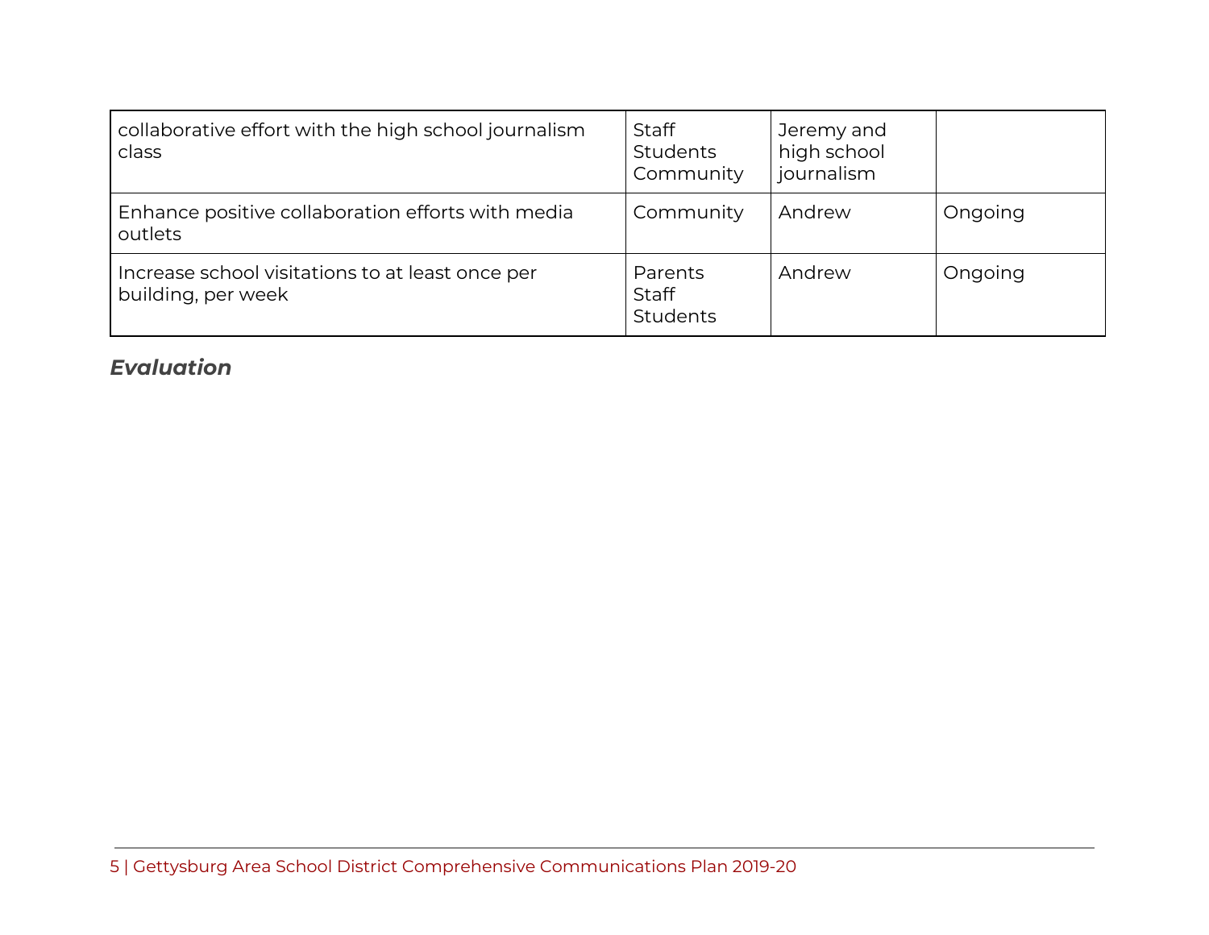| | | | |
|---|---|---|---|
| collaborative effort with the high school journalism class | Staff<br>Students<br>Community | Jeremy and high school journalism | |
| Enhance positive collaboration efforts with media outlets | Community | Andrew | Ongoing |
| Increase school visitations to at least once per building, per week | Parents<br>Staff<br>Students | Andrew | Ongoing |

### ***Evaluation***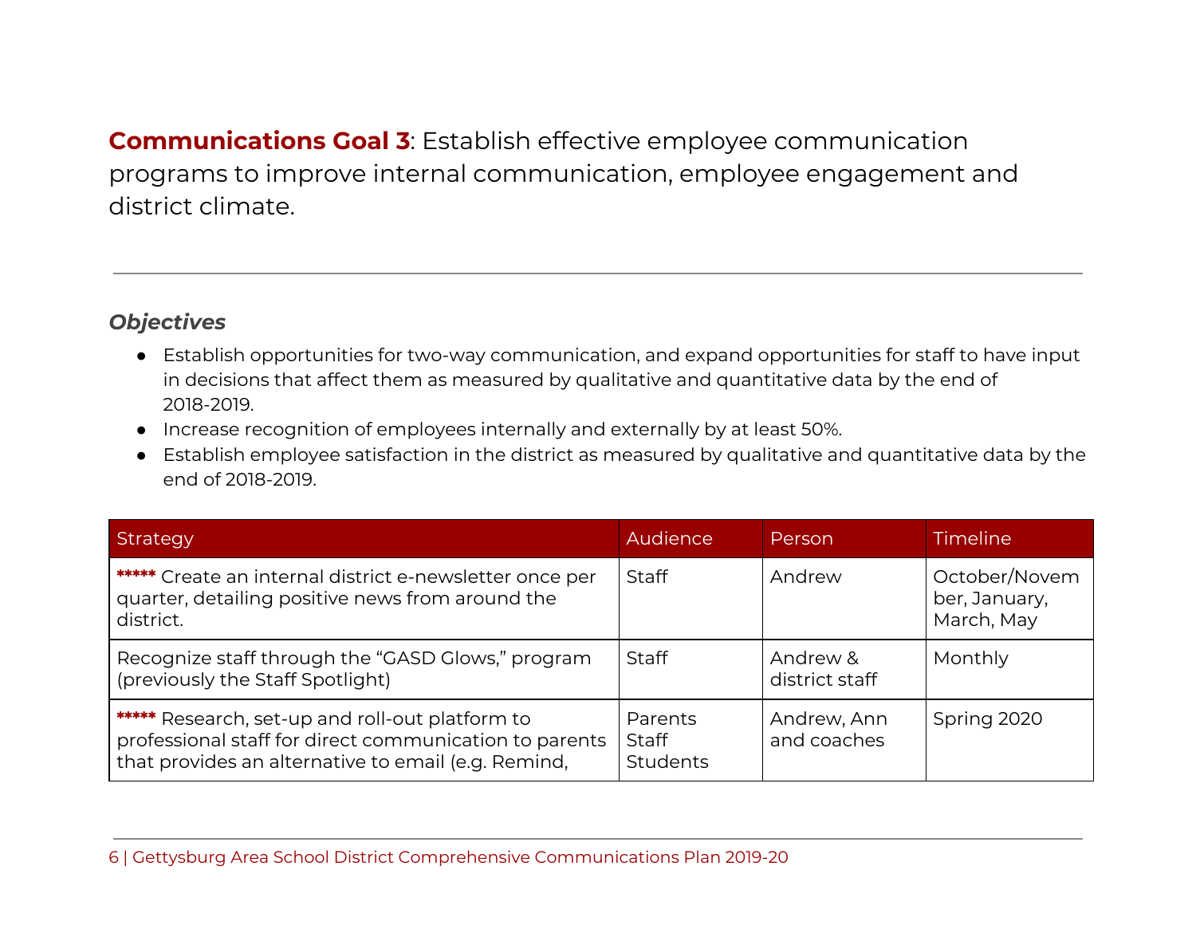**Communications Goal 3**: Establish effective employee communication programs to improve internal communication, employee engagement and district climate.

---

***Objectives***

- Establish opportunities for two-way communication, and expand opportunities for staff to have input in decisions that affect them as measured by qualitative and quantitative data by the end of 2018-2019.
- Increase recognition of employees internally and externally by at least 50%.
- Establish employee satisfaction in the district as measured by qualitative and quantitative data by the end of 2018-2019.

| Strategy | Audience | Person | Timeline |
|---|---|---|---|
| ***** Create an internal district e-newsletter once per quarter, detailing positive news from around the district. | Staff | Andrew | October/November, January, March, May |
| Recognize staff through the "GASD Glows," program (previously the Staff Spotlight) | Staff | Andrew & district staff | Monthly |
| ***** Research, set-up and roll-out platform to professional staff for direct communication to parents that provides an alternative to email (e.g. Remind, | Parents Staff Students | Andrew, Ann and coaches | Spring 2020 |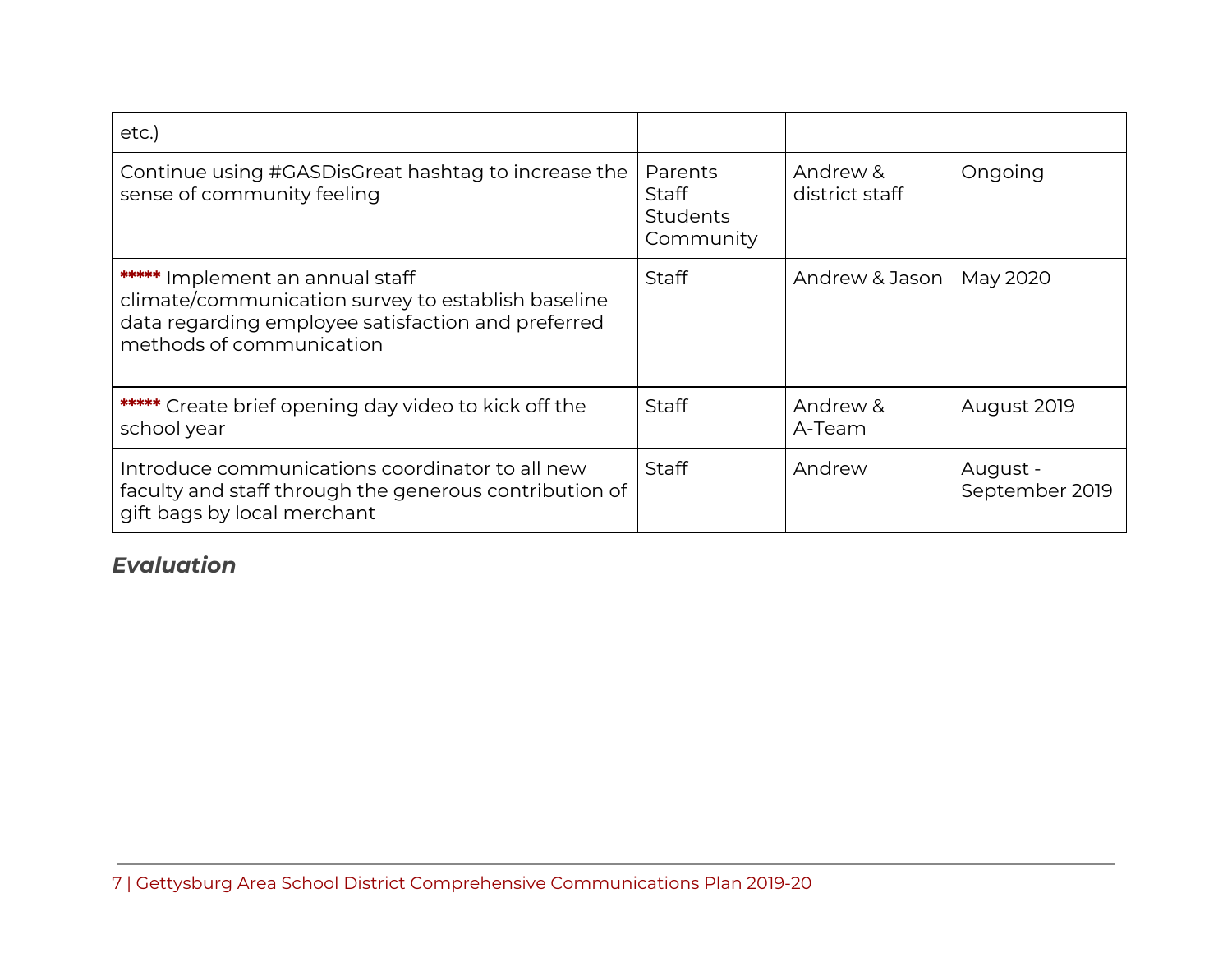| | | | |
|---|---|---|---|
| etc.) | | | |
| Continue using #GASDisGreat hashtag to increase the sense of community feeling | Parents<br>Staff<br>Students<br>Community | Andrew & district staff | Ongoing |
| ***** Implement an annual staff climate/communication survey to establish baseline data regarding employee satisfaction and preferred methods of communication | Staff | Andrew & Jason | May 2020 |
| ***** Create brief opening day video to kick off the school year | Staff | Andrew & A-Team | August 2019 |
| Introduce communications coordinator to all new faculty and staff through the generous contribution of gift bags by local merchant | Staff | Andrew | August - September 2019 |

### *Evaluation*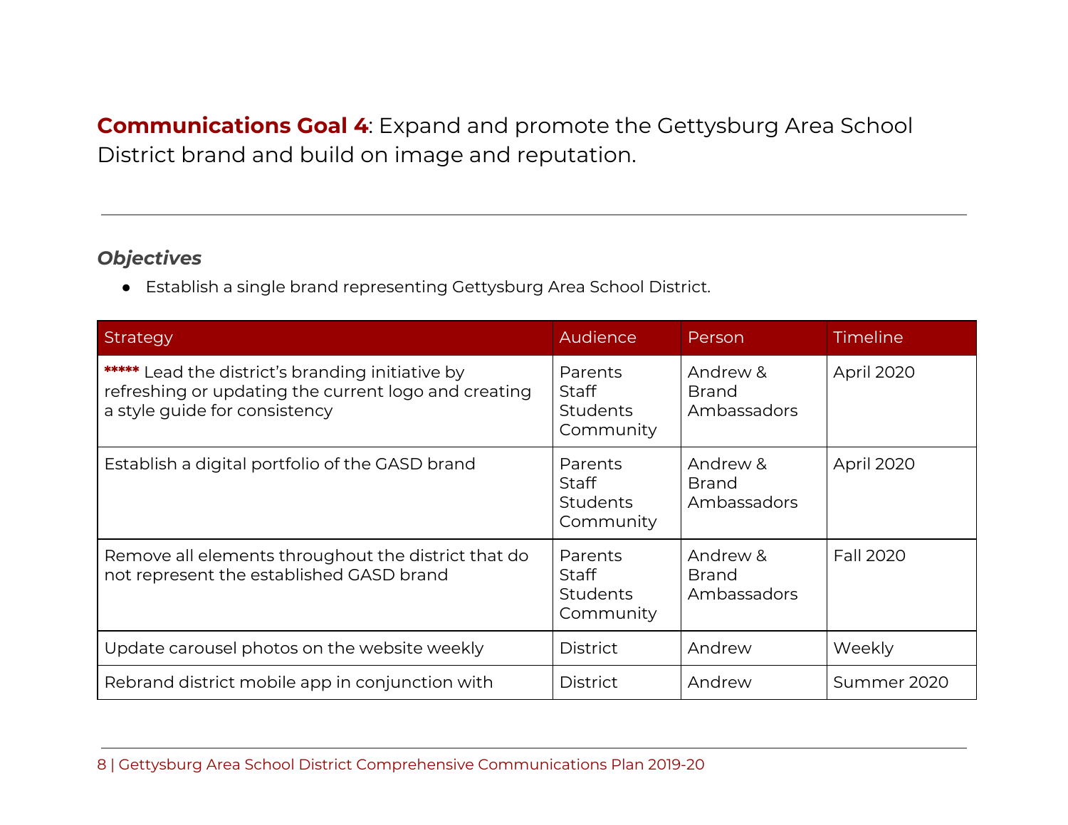**Communications Goal 4**: Expand and promote the Gettysburg Area School District brand and build on image and reputation.

---

### *Objectives*

- Establish a single brand representing Gettysburg Area School District.

| Strategy | Audience | Person | Timeline |
|---|---|---|---|
| ***** Lead the district's branding initiative by refreshing or updating the current logo and creating a style guide for consistency | Parents<br>Staff<br>Students<br>Community | Andrew & Brand Ambassadors | April 2020 |
| Establish a digital portfolio of the GASD brand | Parents<br>Staff<br>Students<br>Community | Andrew & Brand Ambassadors | April 2020 |
| Remove all elements throughout the district that do not represent the established GASD brand | Parents<br>Staff<br>Students<br>Community | Andrew & Brand Ambassadors | Fall 2020 |
| Update carousel photos on the website weekly | District | Andrew | Weekly |
| Rebrand district mobile app in conjunction with | District | Andrew | Summer 2020 |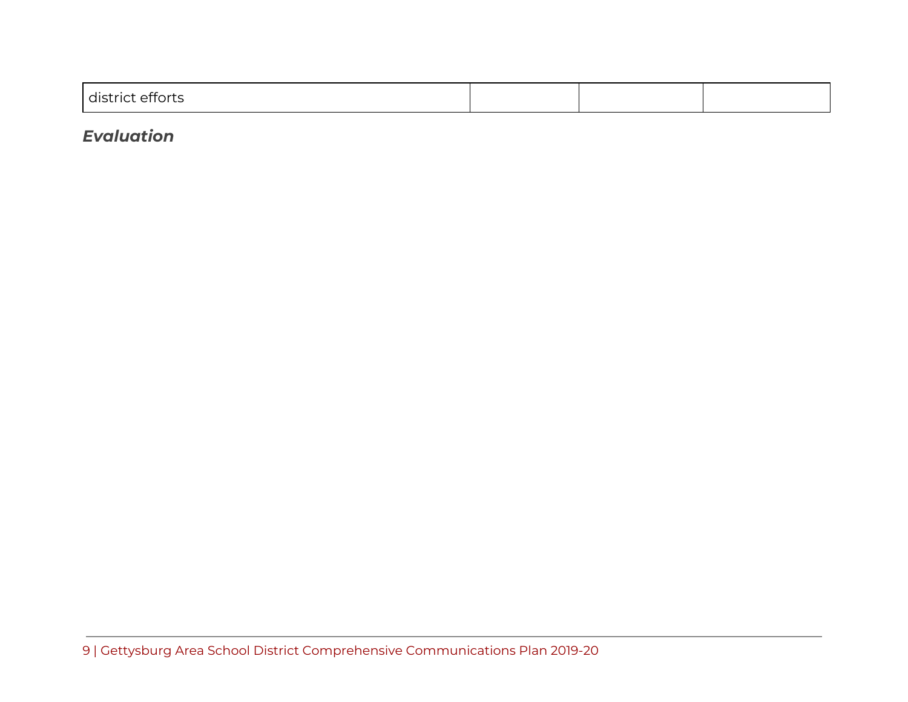| | | | |
|---|---|---|---|
| district efforts | | | |

### *Evaluation*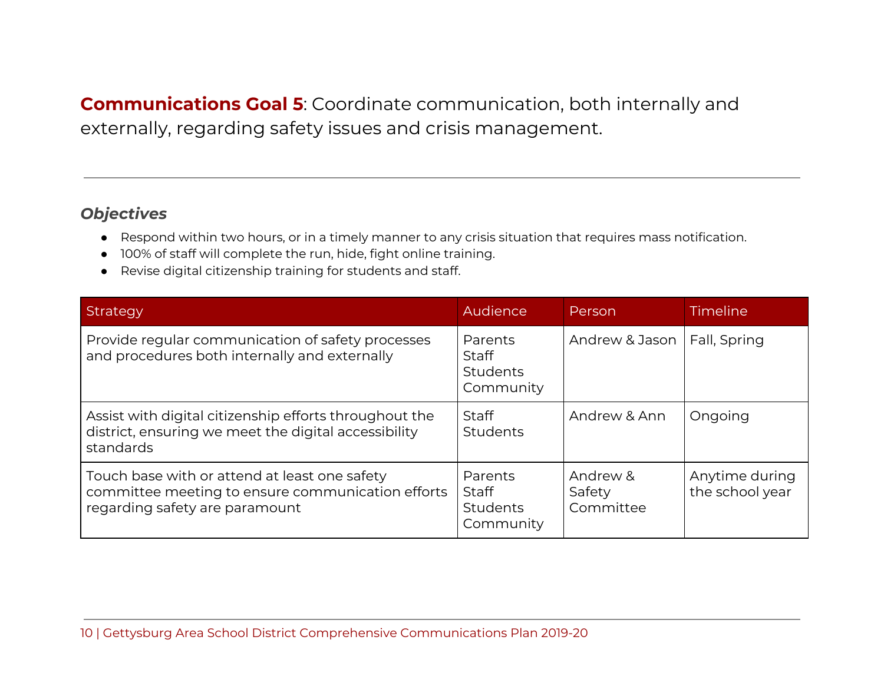## **Communications Goal 5**: Coordinate communication, both internally and externally, regarding safety issues and crisis management.

### *Objectives*

- Respond within two hours, or in a timely manner to any crisis situation that requires mass notification.
- 100% of staff will complete the run, hide, fight online training.
- Revise digital citizenship training for students and staff.

| Strategy | Audience | Person | Timeline |
| --- | --- | --- | --- |
| Provide regular communication of safety processes and procedures both internally and externally | Parents<br>Staff<br>Students<br>Community | Andrew & Jason | Fall, Spring |
| Assist with digital citizenship efforts throughout the district, ensuring we meet the digital accessibility standards | Staff<br>Students | Andrew & Ann | Ongoing |
| Touch base with or attend at least one safety committee meeting to ensure communication efforts regarding safety are paramount | Parents<br>Staff<br>Students<br>Community | Andrew & Safety Committee | Anytime during the school year |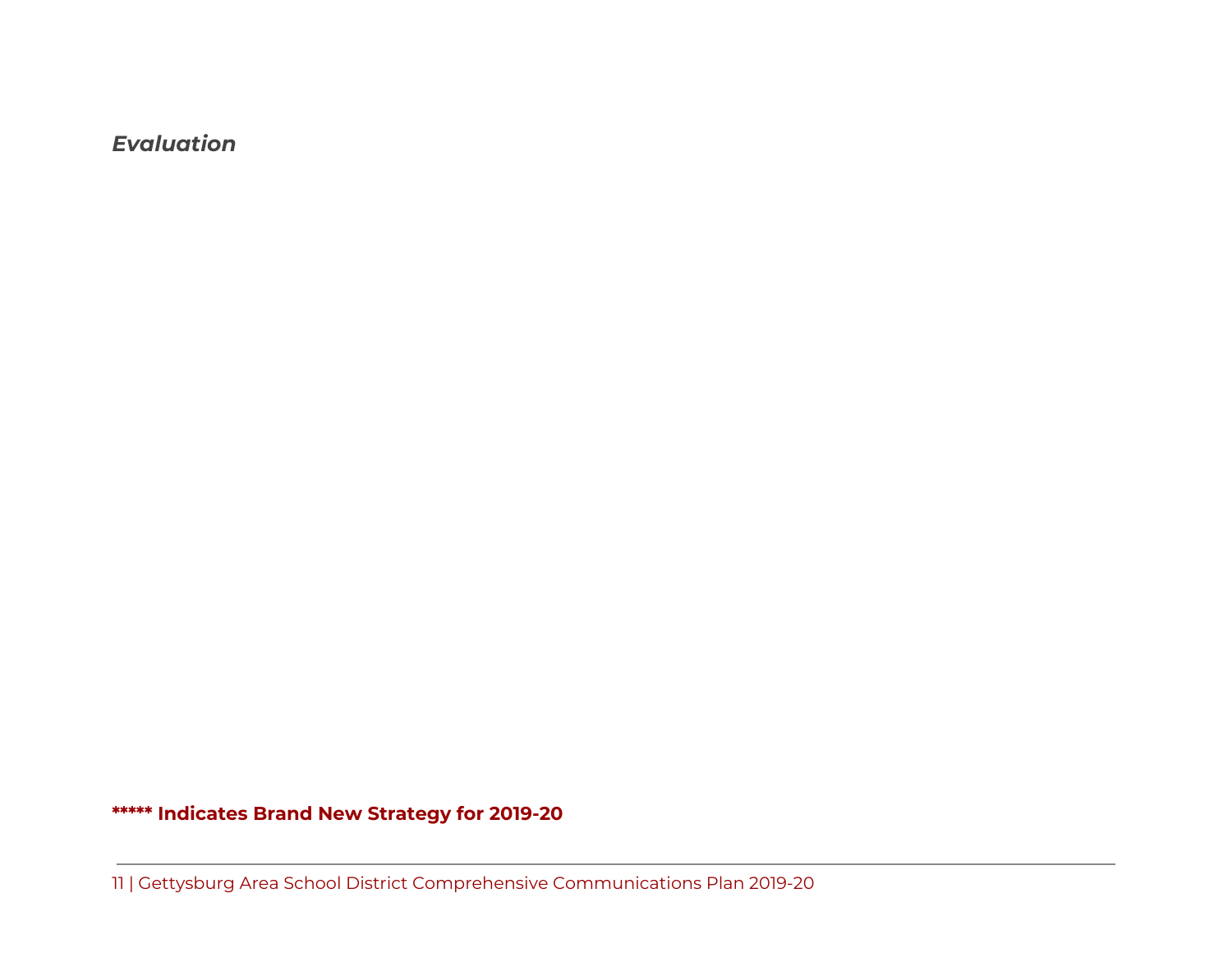***Evaluation***

**\*\*\*\*\* Indicates Brand New Strategy for 2019-20**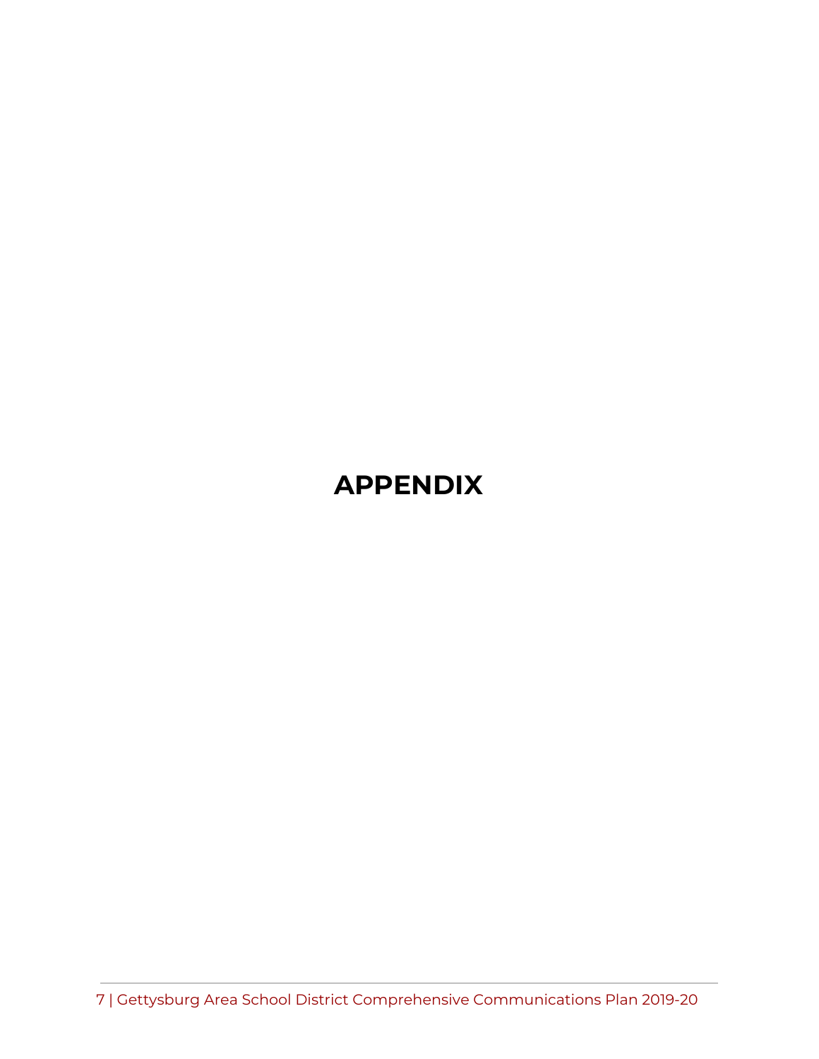# APPENDIX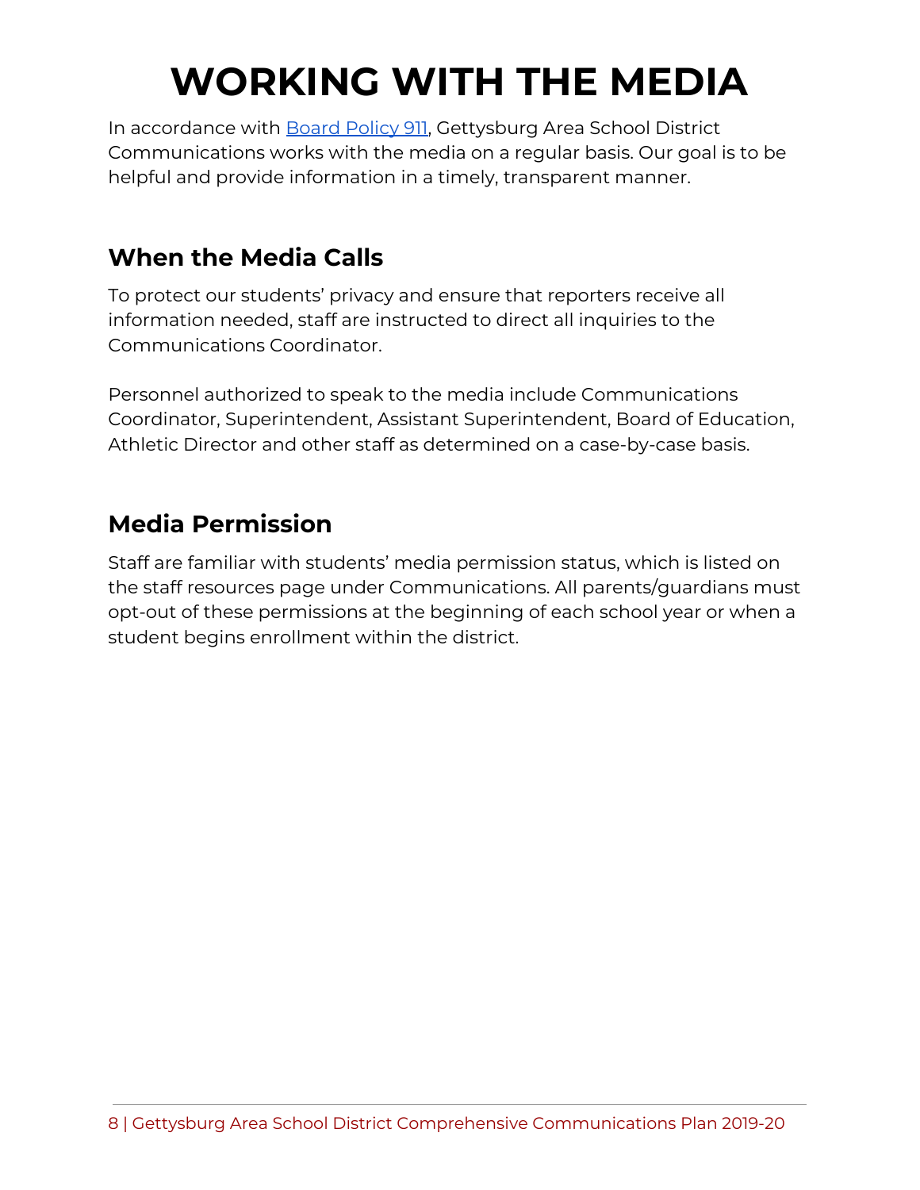# WORKING WITH THE MEDIA

In accordance with [Board Policy 911](), Gettysburg Area School District Communications works with the media on a regular basis. Our goal is to be helpful and provide information in a timely, transparent manner.

## When the Media Calls

To protect our students' privacy and ensure that reporters receive all information needed, staff are instructed to direct all inquiries to the Communications Coordinator.

Personnel authorized to speak to the media include Communications Coordinator, Superintendent, Assistant Superintendent, Board of Education, Athletic Director and other staff as determined on a case-by-case basis.

## Media Permission

Staff are familiar with students' media permission status, which is listed on the staff resources page under Communications. All parents/guardians must opt-out of these permissions at the beginning of each school year or when a student begins enrollment within the district.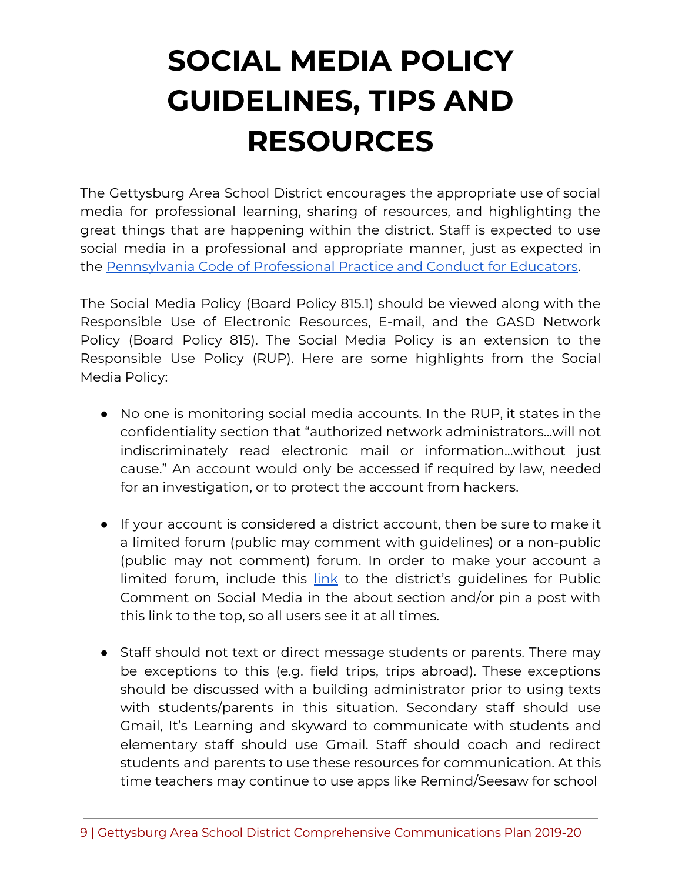# SOCIAL MEDIA POLICY GUIDELINES, TIPS AND RESOURCES

The Gettysburg Area School District encourages the appropriate use of social media for professional learning, sharing of resources, and highlighting the great things that are happening within the district. Staff is expected to use social media in a professional and appropriate manner, just as expected in the [Pennsylvania Code of Professional Practice and Conduct for Educators](#).

The Social Media Policy (Board Policy 815.1) should be viewed along with the Responsible Use of Electronic Resources, E-mail, and the GASD Network Policy (Board Policy 815). The Social Media Policy is an extension to the Responsible Use Policy (RUP). Here are some highlights from the Social Media Policy:

- No one is monitoring social media accounts. In the RUP, it states in the confidentiality section that "authorized network administrators…will not indiscriminately read electronic mail or information…without just cause." An account would only be accessed if required by law, needed for an investigation, or to protect the account from hackers.
- If your account is considered a district account, then be sure to make it a limited forum (public may comment with guidelines) or a non-public (public may not comment) forum. In order to make your account a limited forum, include this [link](#) to the district's guidelines for Public Comment on Social Media in the about section and/or pin a post with this link to the top, so all users see it at all times.
- Staff should not text or direct message students or parents. There may be exceptions to this (e.g. field trips, trips abroad). These exceptions should be discussed with a building administrator prior to using texts with students/parents in this situation. Secondary staff should use Gmail, It's Learning and skyward to communicate with students and elementary staff should use Gmail. Staff should coach and redirect students and parents to use these resources for communication. At this time teachers may continue to use apps like Remind/Seesaw for school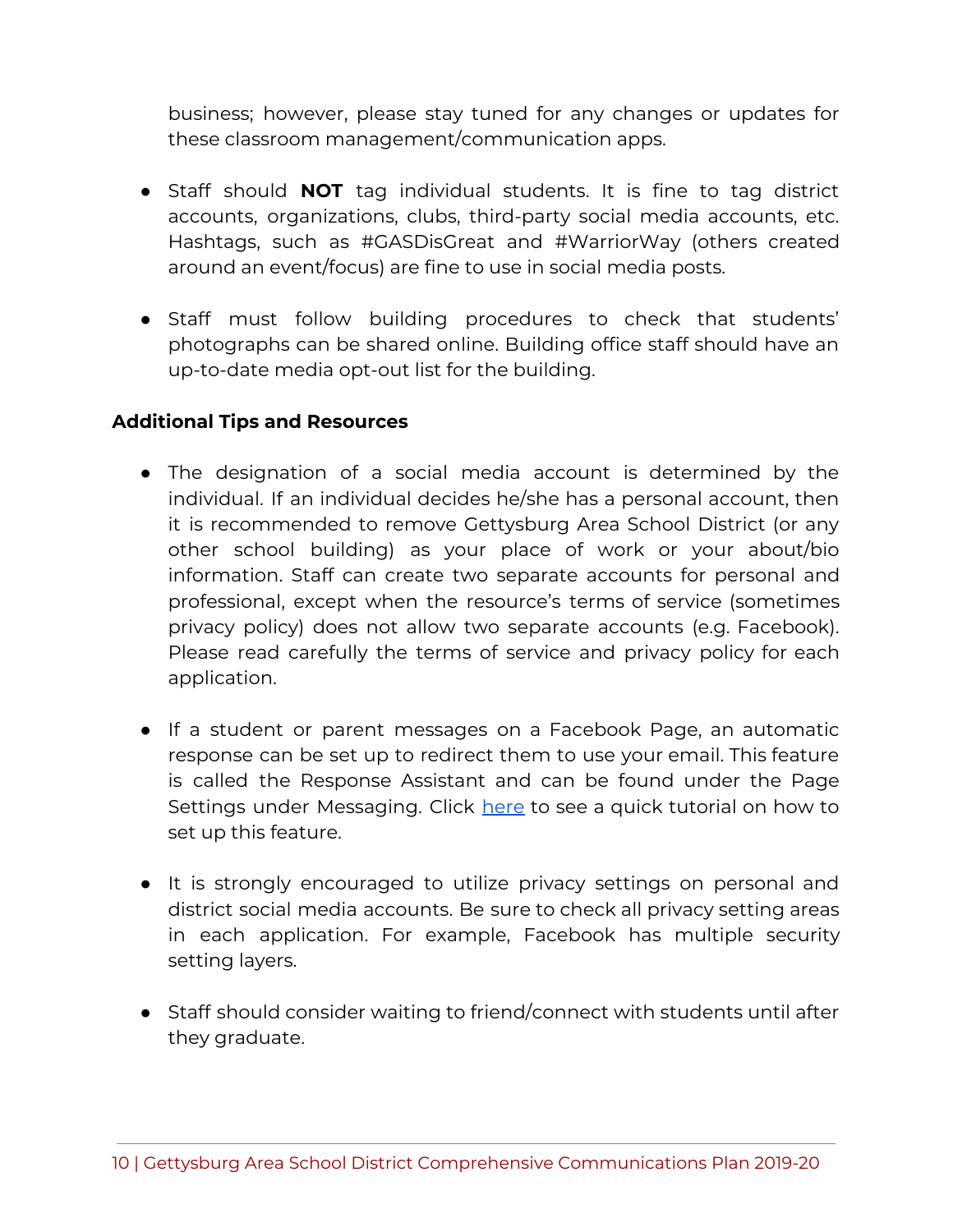business; however, please stay tuned for any changes or updates for these classroom management/communication apps.

- Staff should **NOT** tag individual students. It is fine to tag district accounts, organizations, clubs, third-party social media accounts, etc. Hashtags, such as #GASDisGreat and #WarriorWay (others created around an event/focus) are fine to use in social media posts.

- Staff must follow building procedures to check that students' photographs can be shared online. Building office staff should have an up-to-date media opt-out list for the building.

**Additional Tips and Resources**

- The designation of a social media account is determined by the individual. If an individual decides he/she has a personal account, then it is recommended to remove Gettysburg Area School District (or any other school building) as your place of work or your about/bio information. Staff can create two separate accounts for personal and professional, except when the resource's terms of service (sometimes privacy policy) does not allow two separate accounts (e.g. Facebook). Please read carefully the terms of service and privacy policy for each application.

- If a student or parent messages on a Facebook Page, an automatic response can be set up to redirect them to use your email. This feature is called the Response Assistant and can be found under the Page Settings under Messaging. Click here to see a quick tutorial on how to set up this feature.

- It is strongly encouraged to utilize privacy settings on personal and district social media accounts. Be sure to check all privacy setting areas in each application. For example, Facebook has multiple security setting layers.

- Staff should consider waiting to friend/connect with students until after they graduate.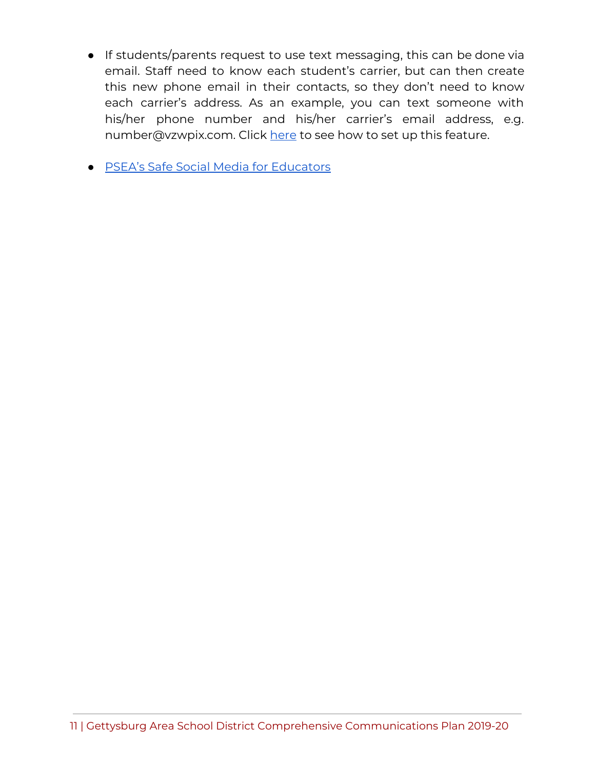- If students/parents request to use text messaging, this can be done via email. Staff need to know each student's carrier, but can then create this new phone email in their contacts, so they don't need to know each carrier's address. As an example, you can text someone with his/her phone number and his/her carrier's email address, e.g. number@vzwpix.com. Click here to see how to set up this feature.

- PSEA's Safe Social Media for Educators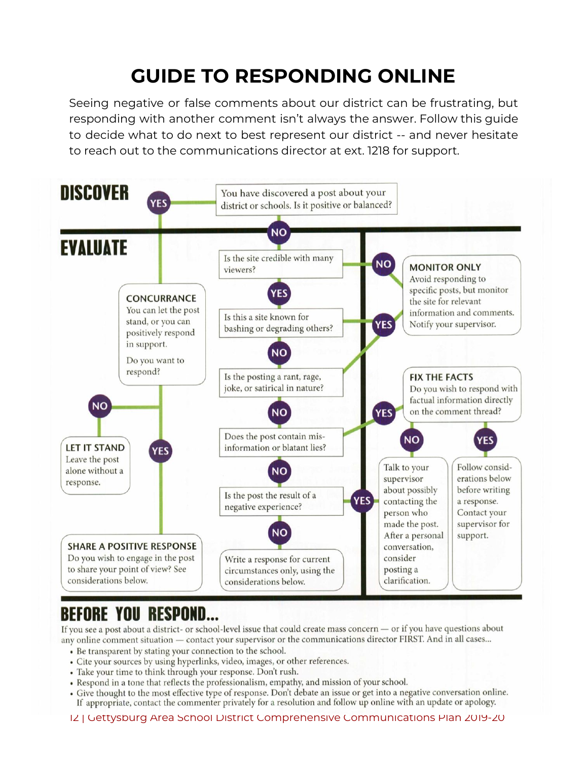# GUIDE TO RESPONDING ONLINE

Seeing negative or false comments about our district can be frustrating, but responding with another comment isn't always the answer. Follow this guide to decide what to do next to best represent our district -- and never hesitate to reach out to the communications director at ext. 1218 for support.

**DISCOVER**

You have discovered a post about your district or schools. Is it positive or balanced?

YES

NO

**EVALUATE**

Is the site credible with many viewers?

NO

YES

**MONITOR ONLY**
Avoid responding to specific posts, but monitor the site for relevant information and comments. Notify your supervisor.

**CONCURRANCE**
You can let the post stand, or you can positively respond in support.

Do you want to respond?

Is this a site known for bashing or degrading others?

YES

NO

Is the posting a rant, rage, joke, or satirical in nature?

NO

YES

**FIX THE FACTS**
Do you wish to respond with factual information directly on the comment thread?

NO

**LET IT STAND**
Leave the post alone without a response.

YES

Does the post contain misinformation or blatant lies?

NO

NO

YES

Is the post the result of a negative experience?

YES

Talk to your supervisor about possibly contacting the person who made the post. After a personal conversation, consider posting a clarification.

Follow considerations below before writing a response. Contact your supervisor for support.

NO

**SHARE A POSITIVE RESPONSE**
Do you wish to engage in the post to share your point of view? See considerations below.

Write a response for current circumstances only, using the considerations below.

## BEFORE YOU RESPOND...

If you see a post about a district- or school-level issue that could create mass concern — or if you have questions about any online comment situation — contact your supervisor or the communications director FIRST. And in all cases...

- Be transparent by stating your connection to the school.
- Cite your sources by using hyperlinks, video, images, or other references.
- Take your time to think through your response. Don't rush.
- Respond in a tone that reflects the professionalism, empathy, and mission of your school.
- Give thought to the most effective type of response. Don't debate an issue or get into a negative conversation online. If appropriate, contact the commenter privately for a resolution and follow up online with an update or apology.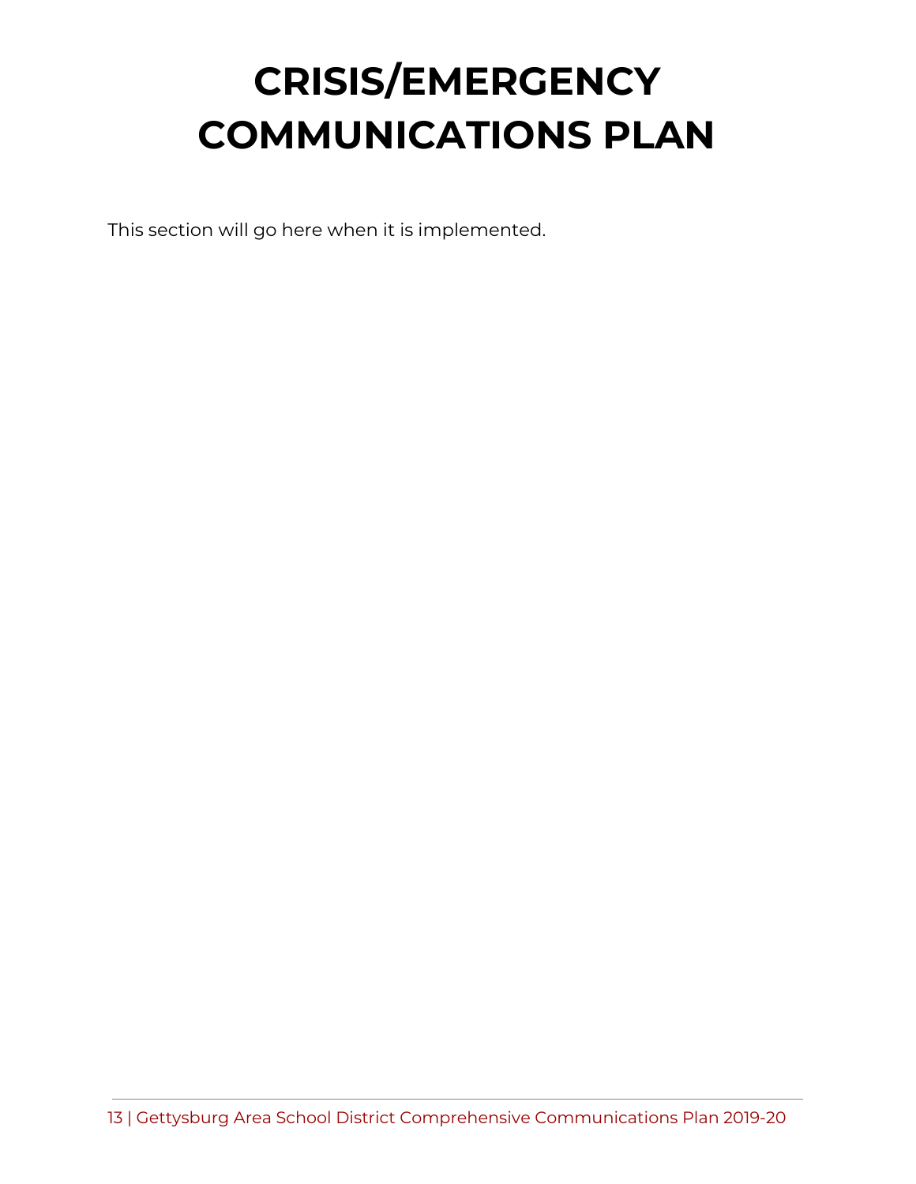# CRISIS/EMERGENCY COMMUNICATIONS PLAN

This section will go here when it is implemented.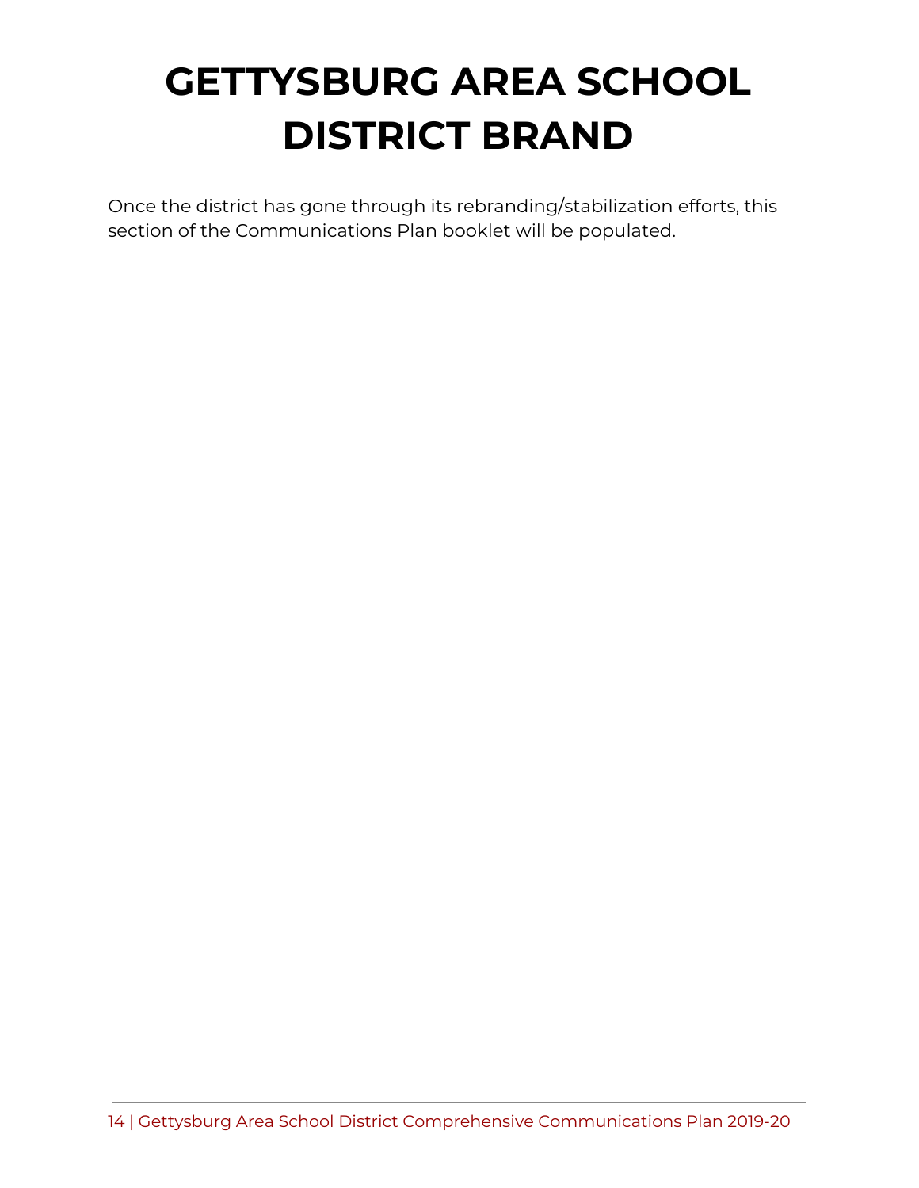# GETTYSBURG AREA SCHOOL DISTRICT BRAND

Once the district has gone through its rebranding/stabilization efforts, this section of the Communications Plan booklet will be populated.